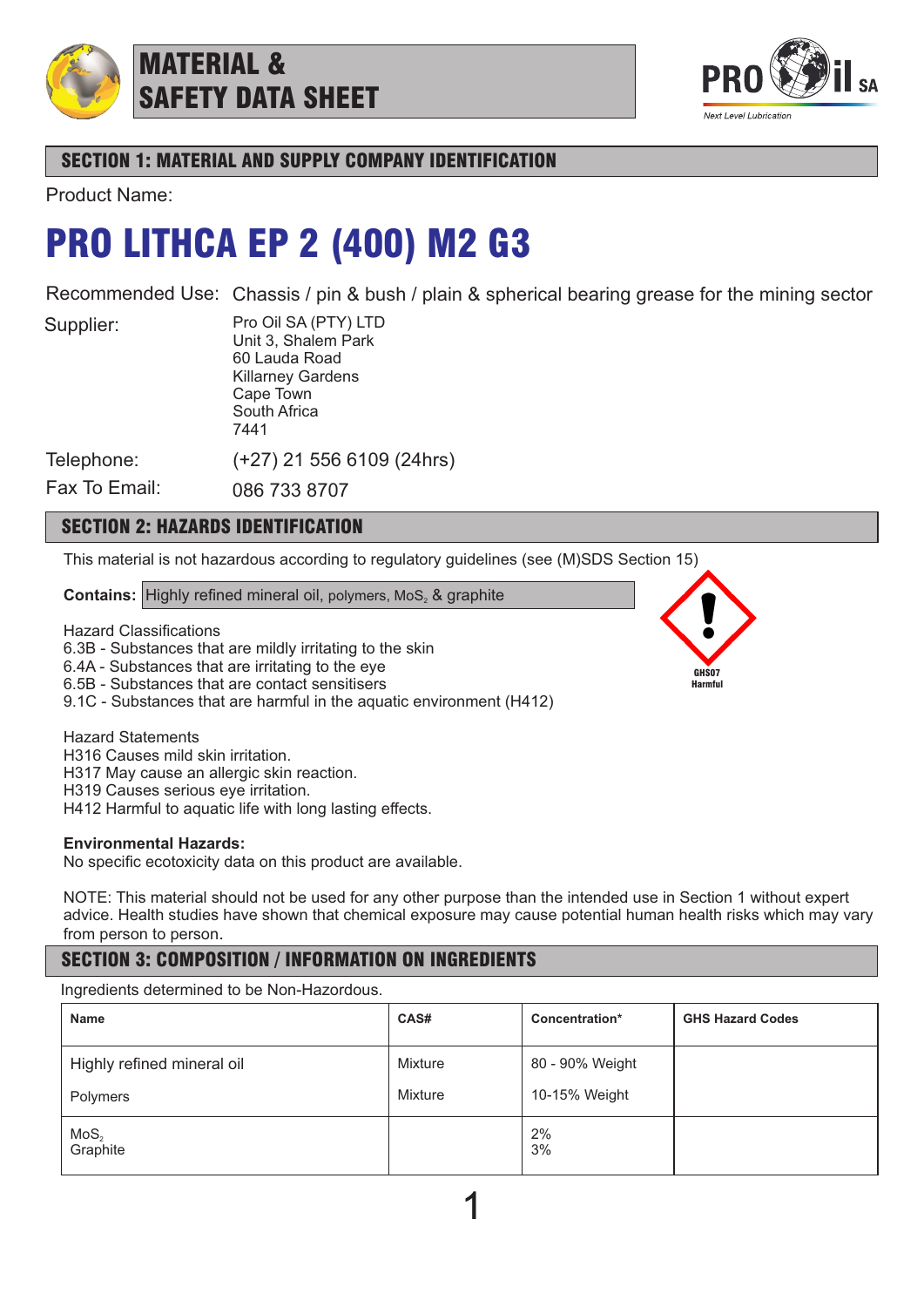# MATERIAL & SAFETY DATA SHEET

PRO il SA
*Next Level Lubrication*

## SECTION 1: MATERIAL AND SUPPLY COMPANY IDENTIFICATION

Product Name:

# PRO LITHCA EP 2 (400) M2 G3

Recommended Use: Chassis / pin & bush / plain & spherical bearing grease for the mining sector

Supplier:
Pro Oil SA (PTY) LTD
Unit 3, Shalem Park
60 Lauda Road
Killarney Gardens
Cape Town
South Africa
7441

Telephone: (+27) 21 556 6109 (24hrs)

Fax To Email: 086 733 8707

## SECTION 2: HAZARDS IDENTIFICATION

This material is not hazardous according to regulatory guidelines (see (M)SDS Section 15)

**Contains:** Highly refined mineral oil, polymers, $MoS_2$ & graphite

GHS07
Harmful

Hazard Classifications
6.3B - Substances that are mildly irritating to the skin
6.4A - Substances that are irritating to the eye
6.5B - Substances that are contact sensitisers
9.1C - Substances that are harmful in the aquatic environment (H412)

Hazard Statements
H316 Causes mild skin irritation.
H317 May cause an allergic skin reaction.
H319 Causes serious eye irritation.
H412 Harmful to aquatic life with long lasting effects.

**Environmental Hazards:**
No specific ecotoxicity data on this product are available.

NOTE: This material should not be used for any other purpose than the intended use in Section 1 without expert advice. Health studies have shown that chemical exposure may cause potential human health risks which may vary from person to person.

## SECTION 3: COMPOSITION / INFORMATION ON INGREDIENTS

Ingredients determined to be Non-Hazordous.

| Name | CAS# | Concentration* | GHS Hazard Codes |
|---|---|---|---|
| Highly refined mineral oil<br>Polymers | Mixture<br>Mixture | 80 - 90% Weight<br>10-15% Weight | |
| $MoS_2$<br>Graphite | | 2%<br>3% | |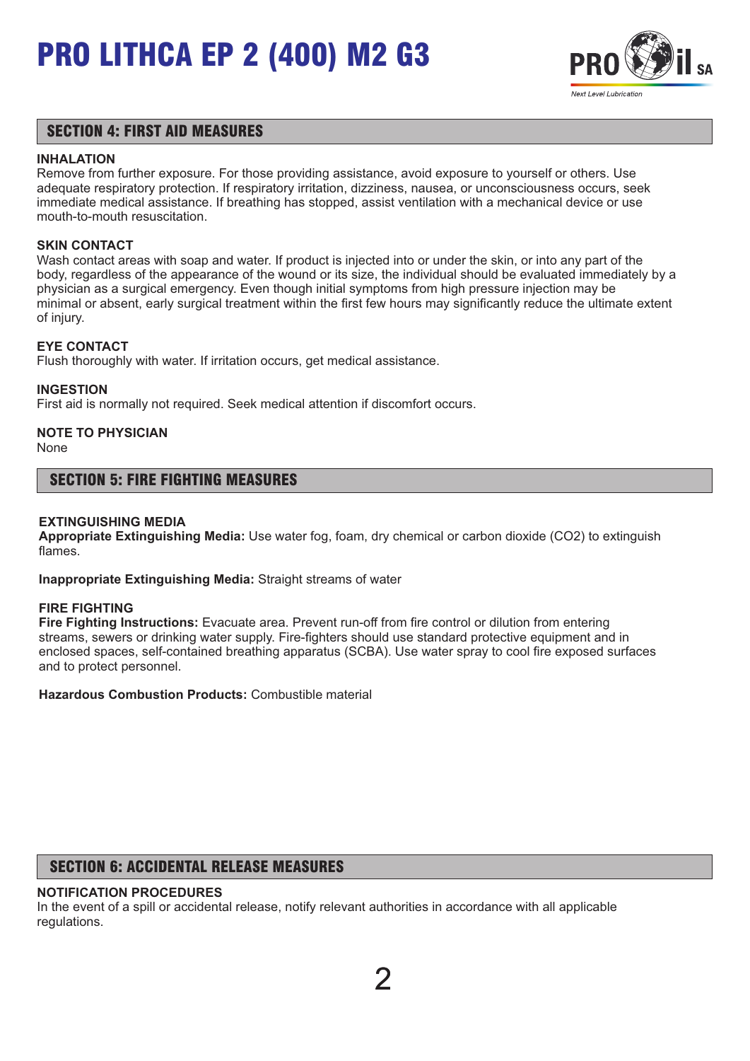## SECTION 4: FIRST AID MEASURES

**INHALATION**
Remove from further exposure. For those providing assistance, avoid exposure to yourself or others. Use adequate respiratory protection. If respiratory irritation, dizziness, nausea, or unconsciousness occurs, seek immediate medical assistance. If breathing has stopped, assist ventilation with a mechanical device or use mouth-to-mouth resuscitation.

**SKIN CONTACT**
Wash contact areas with soap and water. If product is injected into or under the skin, or into any part of the body, regardless of the appearance of the wound or its size, the individual should be evaluated immediately by a physician as a surgical emergency. Even though initial symptoms from high pressure injection may be minimal or absent, early surgical treatment within the first few hours may significantly reduce the ultimate extent of injury.

**EYE CONTACT**
Flush thoroughly with water. If irritation occurs, get medical assistance.

**INGESTION**
First aid is normally not required. Seek medical attention if discomfort occurs.

**NOTE TO PHYSICIAN**
None

## SECTION 5: FIRE FIGHTING MEASURES

**EXTINGUISHING MEDIA**
**Appropriate Extinguishing Media:** Use water fog, foam, dry chemical or carbon dioxide ($CO_2$) to extinguish flames.

**Inappropriate Extinguishing Media:** Straight streams of water

**FIRE FIGHTING**
**Fire Fighting Instructions:** Evacuate area. Prevent run-off from fire control or dilution from entering streams, sewers or drinking water supply. Fire-fighters should use standard protective equipment and in enclosed spaces, self-contained breathing apparatus (SCBA). Use water spray to cool fire exposed surfaces and to protect personnel.

**Hazardous Combustion Products:** Combustible material

## SECTION 6: ACCIDENTAL RELEASE MEASURES

**NOTIFICATION PROCEDURES**
In the event of a spill or accidental release, notify relevant authorities in accordance with all applicable regulations.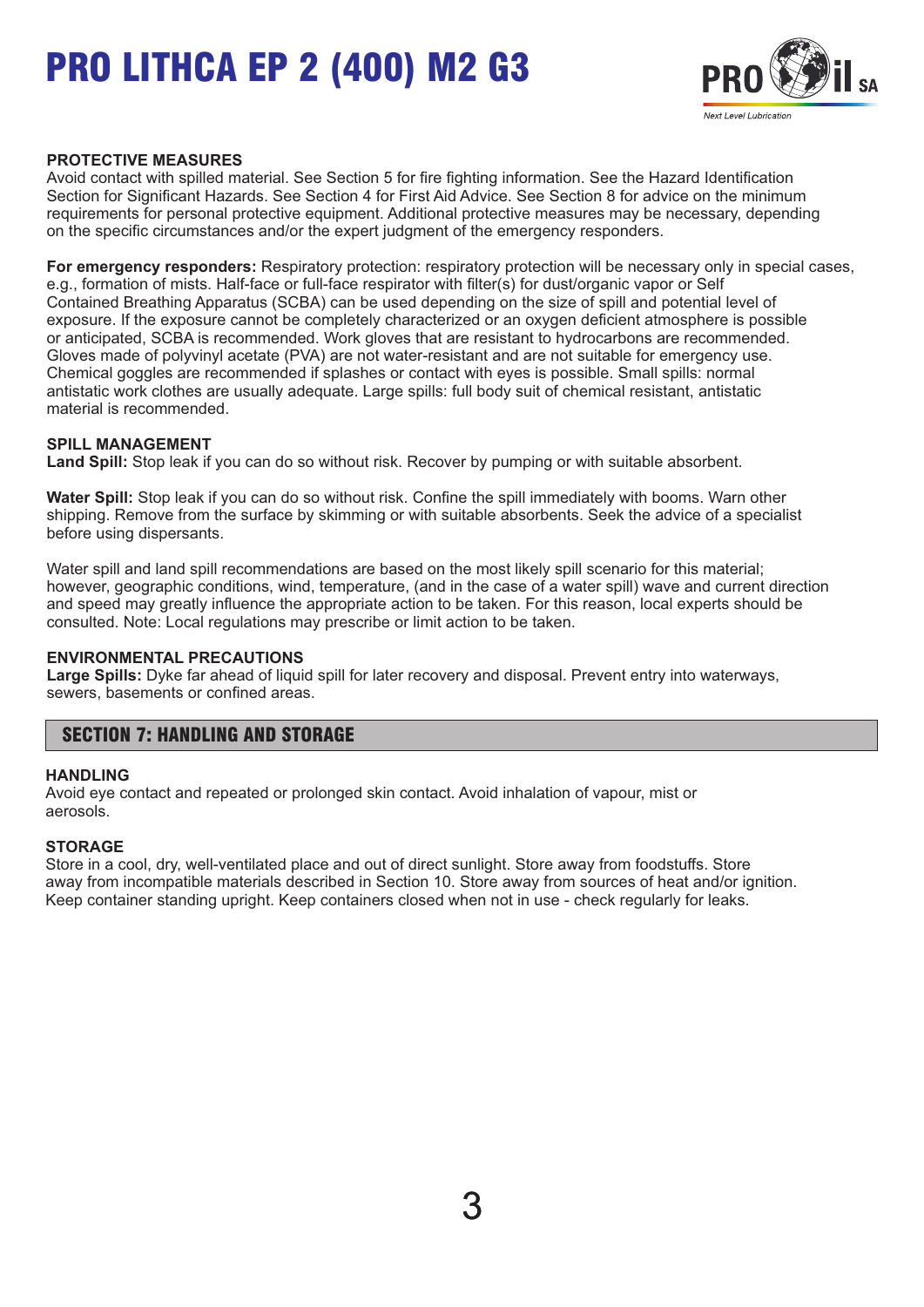**PROTECTIVE MEASURES**
Avoid contact with spilled material. See Section 5 for fire fighting information. See the Hazard Identification Section for Significant Hazards. See Section 4 for First Aid Advice. See Section 8 for advice on the minimum requirements for personal protective equipment. Additional protective measures may be necessary, depending on the specific circumstances and/or the expert judgment of the emergency responders.

**For emergency responders:** Respiratory protection: respiratory protection will be necessary only in special cases, e.g., formation of mists. Half-face or full-face respirator with filter(s) for dust/organic vapor or Self Contained Breathing Apparatus (SCBA) can be used depending on the size of spill and potential level of exposure. If the exposure cannot be completely characterized or an oxygen deficient atmosphere is possible or anticipated, SCBA is recommended. Work gloves that are resistant to hydrocarbons are recommended. Gloves made of polyvinyl acetate (PVA) are not water-resistant and are not suitable for emergency use. Chemical goggles are recommended if splashes or contact with eyes is possible. Small spills: normal antistatic work clothes are usually adequate. Large spills: full body suit of chemical resistant, antistatic material is recommended.

**SPILL MANAGEMENT**
**Land Spill:** Stop leak if you can do so without risk. Recover by pumping or with suitable absorbent.

**Water Spill:** Stop leak if you can do so without risk. Confine the spill immediately with booms. Warn other shipping. Remove from the surface by skimming or with suitable absorbents. Seek the advice of a specialist before using dispersants.

Water spill and land spill recommendations are based on the most likely spill scenario for this material; however, geographic conditions, wind, temperature, (and in the case of a water spill) wave and current direction and speed may greatly influence the appropriate action to be taken. For this reason, local experts should be consulted. Note: Local regulations may prescribe or limit action to be taken.

**ENVIRONMENTAL PRECAUTIONS**
**Large Spills:** Dyke far ahead of liquid spill for later recovery and disposal. Prevent entry into waterways, sewers, basements or confined areas.

## SECTION 7: HANDLING AND STORAGE

**HANDLING**
Avoid eye contact and repeated or prolonged skin contact. Avoid inhalation of vapour, mist or aerosols.

**STORAGE**
Store in a cool, dry, well-ventilated place and out of direct sunlight. Store away from foodstuffs. Store away from incompatible materials described in Section 10. Store away from sources of heat and/or ignition. Keep container standing upright. Keep containers closed when not in use - check regularly for leaks.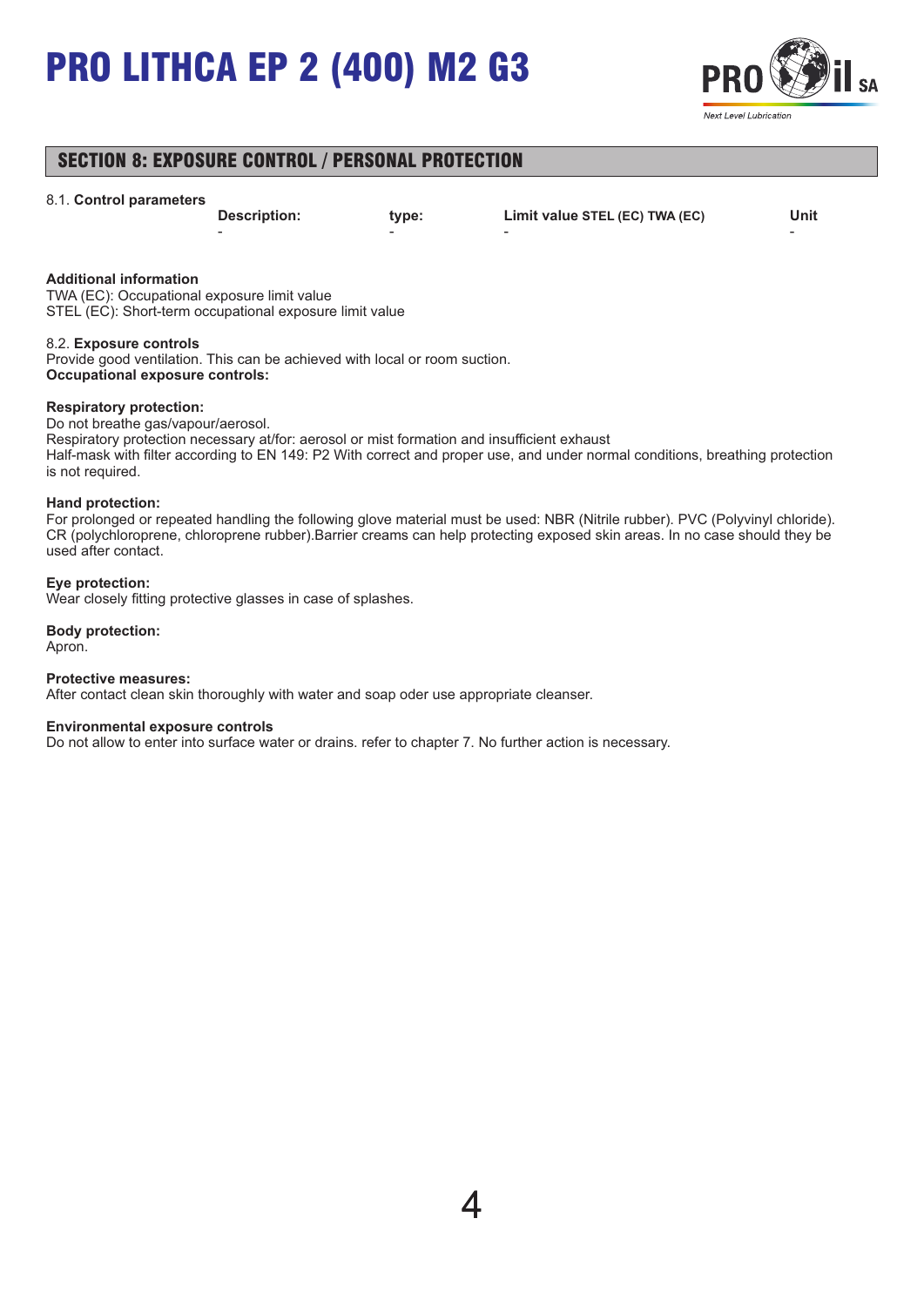## SECTION 8: EXPOSURE CONTROL / PERSONAL PROTECTION

8.1. **Control parameters**

| Description: | type: | Limit value STEL (EC) TWA (EC) | Unit |
|---|---|---|---|
| - | - | - | - |

**Additional information**
TWA (EC): Occupational exposure limit value
STEL (EC): Short-term occupational exposure limit value

8.2. **Exposure controls**
Provide good ventilation. This can be achieved with local or room suction.
**Occupational exposure controls:**

**Respiratory protection:**
Do not breathe gas/vapour/aerosol.
Respiratory protection necessary at/for: aerosol or mist formation and insufficient exhaust
Half-mask with filter according to EN 149: P2 With correct and proper use, and under normal conditions, breathing protection is not required.

**Hand protection:**
For prolonged or repeated handling the following glove material must be used: NBR (Nitrile rubber). PVC (Polyvinyl chloride). CR (polychloroprene, chloroprene rubber).Barrier creams can help protecting exposed skin areas. In no case should they be used after contact.

**Eye protection:**
Wear closely fitting protective glasses in case of splashes.

**Body protection:**
Apron.

**Protective measures:**
After contact clean skin thoroughly with water and soap oder use appropriate cleanser.

**Environmental exposure controls**
Do not allow to enter into surface water or drains. refer to chapter 7. No further action is necessary.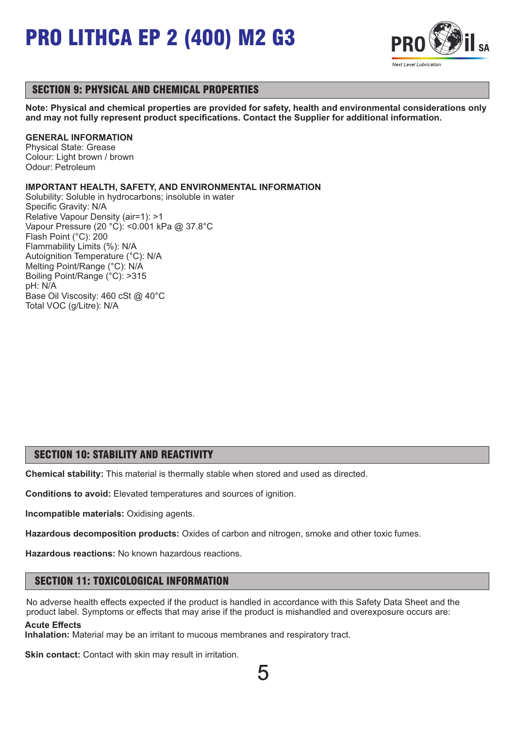## SECTION 9: PHYSICAL AND CHEMICAL PROPERTIES

**Note: Physical and chemical properties are provided for safety, health and environmental considerations only and may not fully represent product specifications. Contact the Supplier for additional information.**

**GENERAL INFORMATION**
Physical State: Grease
Colour: Light brown / brown
Odour: Petroleum

**IMPORTANT HEALTH, SAFETY, AND ENVIRONMENTAL INFORMATION**
Solubility: Soluble in hydrocarbons; insoluble in water
Specific Gravity: N/A
Relative Vapour Density (air=1): >1
Vapour Pressure (20 °C): <0.001 kPa @ 37.8°C
Flash Point (°C): 200
Flammability Limits (%): N/A
Autoignition Temperature (°C): N/A
Melting Point/Range (°C): N/A
Boiling Point/Range (°C): >315
pH: N/A
Base Oil Viscosity: 460 cSt @ 40°C
Total VOC (g/Litre): N/A

## SECTION 10: STABILITY AND REACTIVITY

**Chemical stability:** This material is thermally stable when stored and used as directed.

**Conditions to avoid:** Elevated temperatures and sources of ignition.

**Incompatible materials:** Oxidising agents.

**Hazardous decomposition products:** Oxides of carbon and nitrogen, smoke and other toxic fumes.

**Hazardous reactions:** No known hazardous reactions.

## SECTION 11: TOXICOLOGICAL INFORMATION

No adverse health effects expected if the product is handled in accordance with this Safety Data Sheet and the product label. Symptoms or effects that may arise if the product is mishandled and overexposure occurs are:

**Acute Effects**
**Inhalation:** Material may be an irritant to mucous membranes and respiratory tract.

**Skin contact:** Contact with skin may result in irritation.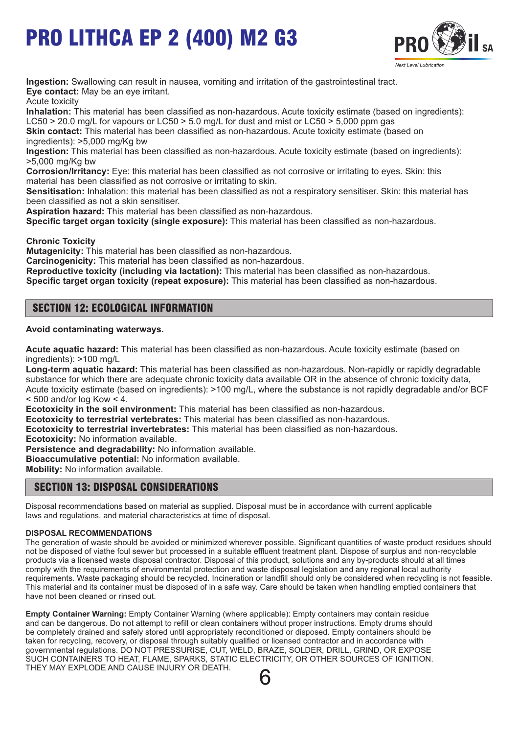**Ingestion:** Swallowing can result in nausea, vomiting and irritation of the gastrointestinal tract.
**Eye contact:** May be an eye irritant.
Acute toxicity
**Inhalation:** This material has been classified as non-hazardous. Acute toxicity estimate (based on ingredients): LC50 > 20.0 mg/L for vapours or LC50 > 5.0 mg/L for dust and mist or LC50 > 5,000 ppm gas
**Skin contact:** This material has been classified as non-hazardous. Acute toxicity estimate (based on ingredients): >5,000 mg/Kg bw
**Ingestion:** This material has been classified as non-hazardous. Acute toxicity estimate (based on ingredients): >5,000 mg/Kg bw
**Corrosion/Irritancy:** Eye: this material has been classified as not corrosive or irritating to eyes. Skin: this material has been classified as not corrosive or irritating to skin.
**Sensitisation:** Inhalation: this material has been classified as not a respiratory sensitiser. Skin: this material has been classified as not a skin sensitiser.
**Aspiration hazard:** This material has been classified as non-hazardous.
**Specific target organ toxicity (single exposure):** This material has been classified as non-hazardous.

**Chronic Toxicity**
**Mutagenicity:** This material has been classified as non-hazardous.
**Carcinogenicity:** This material has been classified as non-hazardous.
**Reproductive toxicity (including via lactation):** This material has been classified as non-hazardous.
**Specific target organ toxicity (repeat exposure):** This material has been classified as non-hazardous.

## SECTION 12: ECOLOGICAL INFORMATION

**Avoid contaminating waterways.**

**Acute aquatic hazard:** This material has been classified as non-hazardous. Acute toxicity estimate (based on ingredients): >100 mg/L
**Long-term aquatic hazard:** This material has been classified as non-hazardous. Non-rapidly or rapidly degradable substance for which there are adequate chronic toxicity data available OR in the absence of chronic toxicity data, Acute toxicity estimate (based on ingredients): >100 mg/L, where the substance is not rapidly degradable and/or BCF < 500 and/or log Kow < 4.
**Ecotoxicity in the soil environment:** This material has been classified as non-hazardous.
**Ecotoxicity to terrestrial vertebrates:** This material has been classified as non-hazardous.
**Ecotoxicity to terrestrial invertebrates:** This material has been classified as non-hazardous.
**Ecotoxicity:** No information available.
**Persistence and degradability:** No information available.
**Bioaccumulative potential:** No information available.
**Mobility:** No information available.

## SECTION 13: DISPOSAL CONSIDERATIONS

Disposal recommendations based on material as supplied. Disposal must be in accordance with current applicable laws and regulations, and material characteristics at time of disposal.

**DISPOSAL RECOMMENDATIONS**
The generation of waste should be avoided or minimized wherever possible. Significant quantities of waste product residues should not be disposed of viathe foul sewer but processed in a suitable effluent treatment plant. Dispose of surplus and non-recyclable products via a licensed waste disposal contractor. Disposal of this product, solutions and any by-products should at all times comply with the requirements of environmental protection and waste disposal legislation and any regional local authority requirements. Waste packaging should be recycled. Incineration or landfill should only be considered when recycling is not feasible. This material and its container must be disposed of in a safe way. Care should be taken when handling emptied containers that have not been cleaned or rinsed out.

**Empty Container Warning:** Empty Container Warning (where applicable): Empty containers may contain residue and can be dangerous. Do not attempt to refill or clean containers without proper instructions. Empty drums should be completely drained and safely stored until appropriately reconditioned or disposed. Empty containers should be taken for recycling, recovery, or disposal through suitably qualified or licensed contractor and in accordance with governmental regulations. DO NOT PRESSURISE, CUT, WELD, BRAZE, SOLDER, DRILL, GRIND, OR EXPOSE SUCH CONTAINERS TO HEAT, FLAME, SPARKS, STATIC ELECTRICITY, OR OTHER SOURCES OF IGNITION. THEY MAY EXPLODE AND CAUSE INJURY OR DEATH.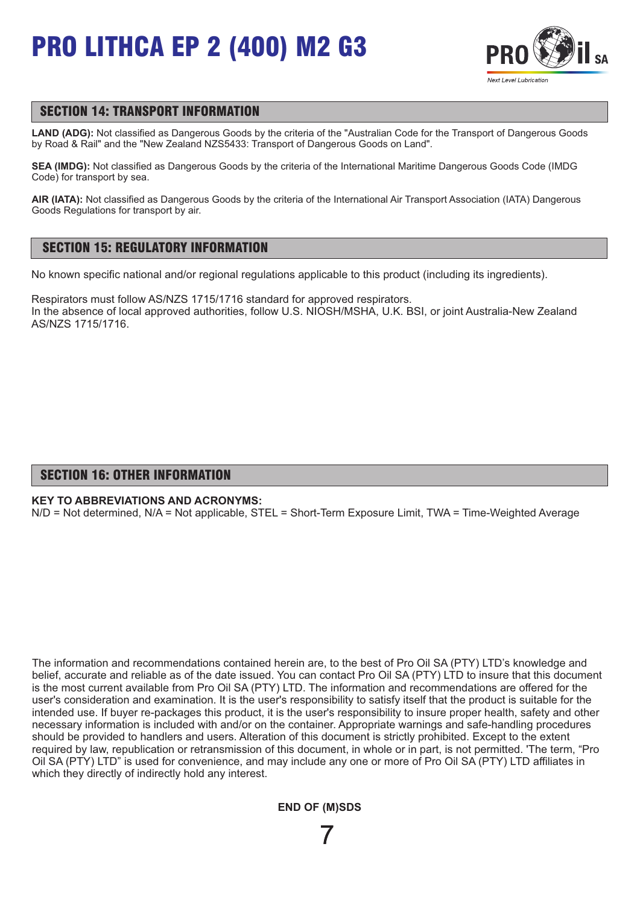# PRO LITHCA EP 2 (400) M2 G3

## SECTION 14: TRANSPORT INFORMATION

**LAND (ADG):** Not classified as Dangerous Goods by the criteria of the "Australian Code for the Transport of Dangerous Goods by Road & Rail" and the "New Zealand NZS5433: Transport of Dangerous Goods on Land".

**SEA (IMDG):** Not classified as Dangerous Goods by the criteria of the International Maritime Dangerous Goods Code (IMDG Code) for transport by sea.

**AIR (IATA):** Not classified as Dangerous Goods by the criteria of the International Air Transport Association (IATA) Dangerous Goods Regulations for transport by air.

## SECTION 15: REGULATORY INFORMATION

No known specific national and/or regional regulations applicable to this product (including its ingredients).

Respirators must follow AS/NZS 1715/1716 standard for approved respirators.
In the absence of local approved authorities, follow U.S. NIOSH/MSHA, U.K. BSI, or joint Australia-New Zealand AS/NZS 1715/1716.

## SECTION 16: OTHER INFORMATION

**KEY TO ABBREVIATIONS AND ACRONYMS:**
N/D = Not determined, N/A = Not applicable, STEL = Short-Term Exposure Limit, TWA = Time-Weighted Average

The information and recommendations contained herein are, to the best of Pro Oil SA (PTY) LTD's knowledge and belief, accurate and reliable as of the date issued. You can contact Pro Oil SA (PTY) LTD to insure that this document is the most current available from Pro Oil SA (PTY) LTD. The information and recommendations are offered for the user's consideration and examination. It is the user's responsibility to satisfy itself that the product is suitable for the intended use. If buyer re-packages this product, it is the user's responsibility to insure proper health, safety and other necessary information is included with and/or on the container. Appropriate warnings and safe-handling procedures should be provided to handlers and users. Alteration of this document is strictly prohibited. Except to the extent required by law, republication or retransmission of this document, in whole or in part, is not permitted. 'The term, "Pro Oil SA (PTY) LTD" is used for convenience, and may include any one or more of Pro Oil SA (PTY) LTD affiliates in which they directly of indirectly hold any interest.

**END OF (M)SDS**